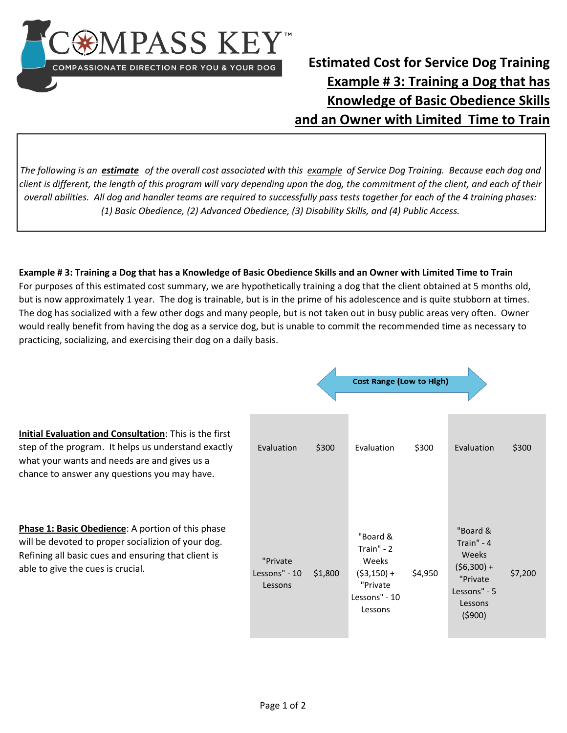**COMPASS KEY™**
COMPASSIONATE DIRECTION FOR YOU & YOUR DOG

# Estimated Cost for Service Dog Training
## Example # 3: Training a Dog that has Knowledge of Basic Obedience Skills and an Owner with Limited Time to Train

*The following is an* ***estimate*** *of the overall cost associated with this* *example* *of Service Dog Training. Because each dog and client is different, the length of this program will vary depending upon the dog, the commitment of the client, and each of their overall abilities. All dog and handler teams are required to successfully pass tests together for each of the 4 training phases: (1) Basic Obedience, (2) Advanced Obedience, (3) Disability Skills, and (4) Public Access.*

**Example # 3: Training a Dog that has a Knowledge of Basic Obedience Skills and an Owner with Limited Time to Train**
For purposes of this estimated cost summary, we are hypothetically training a dog that the client obtained at 5 months old, but is now approximately 1 year. The dog is trainable, but is in the prime of his adolescence and is quite stubborn at times. The dog has socialized with a few other dogs and many people, but is not taken out in busy public areas very often. Owner would really benefit from having the dog as a service dog, but is unable to commit the recommended time as necessary to practicing, socializing, and exercising their dog on a daily basis.

**Cost Range (Low to High)**

| | Low | | Mid | | High | |
|---|---|---|---|---|---|---|
| **Initial Evaluation and Consultation**: This is the first step of the program. It helps us understand exactly what your wants and needs are and gives us a chance to answer any questions you may have. | Evaluation | $300 | Evaluation | $300 | Evaluation | $300 |
| **Phase 1: Basic Obedience**: A portion of this phase will be devoted to proper socializion of your dog. Refining all basic cues and ensuring that client is able to give the cues is crucial. | "Private Lessons" - 10 Lessons | $1,800 | "Board & Train" - 2 Weeks ($3,150) + "Private Lessons" - 10 Lessons | $4,950 | "Board & Train" - 4 Weeks ($6,300) + "Private Lessons" - 5 Lessons ($900) | $7,200 |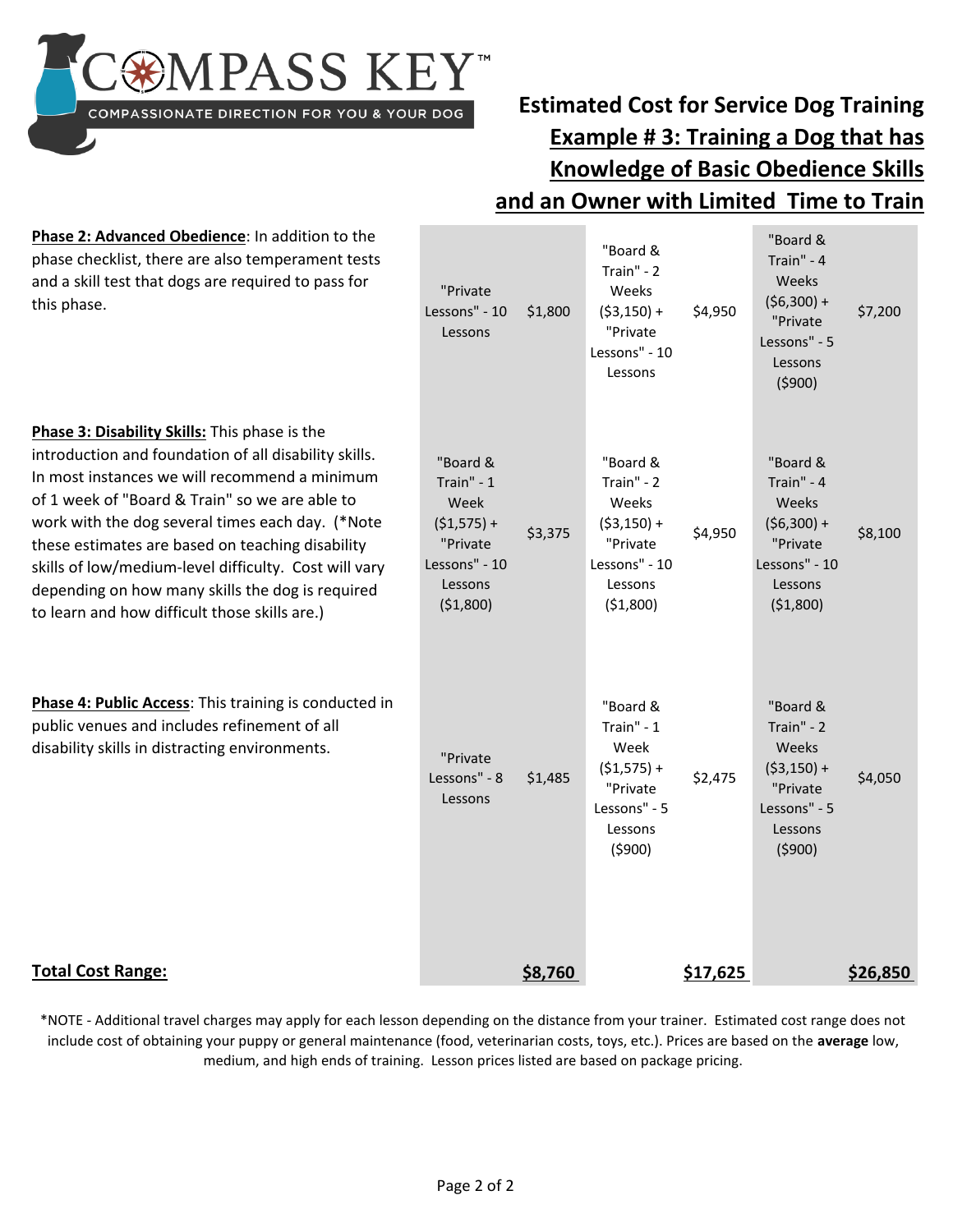COMPASS KEY™

COMPASSIONATE DIRECTION FOR YOU & YOUR DOG

# Estimated Cost for Service Dog Training

## Example # 3: Training a Dog that has Knowledge of Basic Obedience Skills and an Owner with Limited Time to Train

| | | | | | | |
|---|---|---|---|---|---|---|
| **Phase 2: Advanced Obedience**: In addition to the phase checklist, there are also temperament tests and a skill test that dogs are required to pass for this phase. | "Private Lessons" - 10 Lessons | $1,800 | "Board & Train" - 2 Weeks ($3,150) + "Private Lessons" - 10 Lessons | $4,950 | "Board & Train" - 4 Weeks ($6,300) + "Private Lessons" - 5 Lessons ($900) | $7,200 |
| **Phase 3: Disability Skills:** This phase is the introduction and foundation of all disability skills. In most instances we will recommend a minimum of 1 week of "Board & Train" so we are able to work with the dog several times each day. (*Note these estimates are based on teaching disability skills of low/medium-level difficulty. Cost will vary depending on how many skills the dog is required to learn and how difficult those skills are.) | "Board & Train" - 1 Week ($1,575) + "Private Lessons" - 10 Lessons ($1,800) | $3,375 | "Board & Train" - 2 Weeks ($3,150) + "Private Lessons" - 10 Lessons ($1,800) | $4,950 | "Board & Train" - 4 Weeks ($6,300) + "Private Lessons" - 10 Lessons ($1,800) | $8,100 |
| **Phase 4: Public Access**: This training is conducted in public venues and includes refinement of all disability skills in distracting environments. | "Private Lessons" - 8 Lessons | $1,485 | "Board & Train" - 1 Week ($1,575) + "Private Lessons" - 5 Lessons ($900) | $2,475 | "Board & Train" - 2 Weeks ($3,150) + "Private Lessons" - 5 Lessons ($900) | $4,050 |
| **Total Cost Range:** | | **$8,760** | | **$17,625** | | **$26,850** |

*NOTE - Additional travel charges may apply for each lesson depending on the distance from your trainer. Estimated cost range does not include cost of obtaining your puppy or general maintenance (food, veterinarian costs, toys, etc.). Prices are based on the **average** low, medium, and high ends of training. Lesson prices listed are based on package pricing.